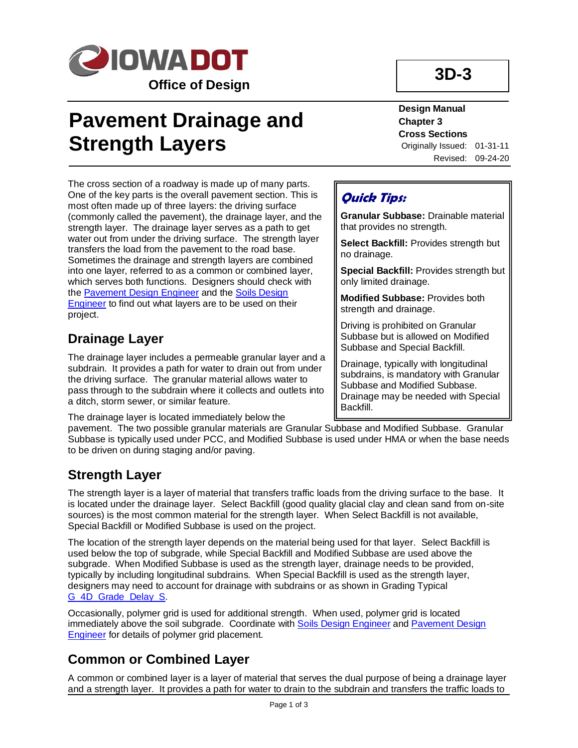**IOWA DOT**

**Office of Design**

**3D-3**

# Pavement Drainage and Strength Layers

**Design Manual**
**Chapter 3**
**Cross Sections**
Originally Issued: 01-31-11
Revised: 09-24-20

> ***Quick Tips:***
>
> **Granular Subbase:** Drainable material that provides no strength.
>
> **Select Backfill:** Provides strength but no drainage.
>
> **Special Backfill:** Provides strength but only limited drainage.
>
> **Modified Subbase:** Provides both strength and drainage.
>
> Driving is prohibited on Granular Subbase but is allowed on Modified Subbase and Special Backfill.
>
> Drainage, typically with longitudinal subdrains, is mandatory with Granular Subbase and Modified Subbase. Drainage may be needed with Special Backfill.

The cross section of a roadway is made up of many parts. One of the key parts is the overall pavement section. This is most often made up of three layers: the driving surface (commonly called the pavement), the drainage layer, and the strength layer. The drainage layer serves as a path to get water out from under the driving surface. The strength layer transfers the load from the pavement to the road base. Sometimes the drainage and strength layers are combined into one layer, referred to as a common or combined layer, which serves both functions. Designers should check with the Pavement Design Engineer and the Soils Design Engineer to find out what layers are to be used on their project.

## Drainage Layer

The drainage layer includes a permeable granular layer and a subdrain. It provides a path for water to drain out from under the driving surface. The granular material allows water to pass through to the subdrain where it collects and outlets into a ditch, storm sewer, or similar feature.

The drainage layer is located immediately below the pavement. The two possible granular materials are Granular Subbase and Modified Subbase. Granular Subbase is typically used under PCC, and Modified Subbase is used under HMA or when the base needs to be driven on during staging and/or paving.

## Strength Layer

The strength layer is a layer of material that transfers traffic loads from the driving surface to the base. It is located under the drainage layer. Select Backfill (good quality glacial clay and clean sand from on-site sources) is the most common material for the strength layer. When Select Backfill is not available, Special Backfill or Modified Subbase is used on the project.

The location of the strength layer depends on the material being used for that layer. Select Backfill is used below the top of subgrade, while Special Backfill and Modified Subbase are used above the subgrade. When Modified Subbase is used as the strength layer, drainage needs to be provided, typically by including longitudinal subdrains. When Special Backfill is used as the strength layer, designers may need to account for drainage with subdrains or as shown in Grading Typical G_4D_Grade_Delay_S.

Occasionally, polymer grid is used for additional strength. When used, polymer grid is located immediately above the soil subgrade. Coordinate with Soils Design Engineer and Pavement Design Engineer for details of polymer grid placement.

## Common or Combined Layer

A common or combined layer is a layer of material that serves the dual purpose of being a drainage layer and a strength layer. It provides a path for water to drain to the subdrain and transfers the traffic loads to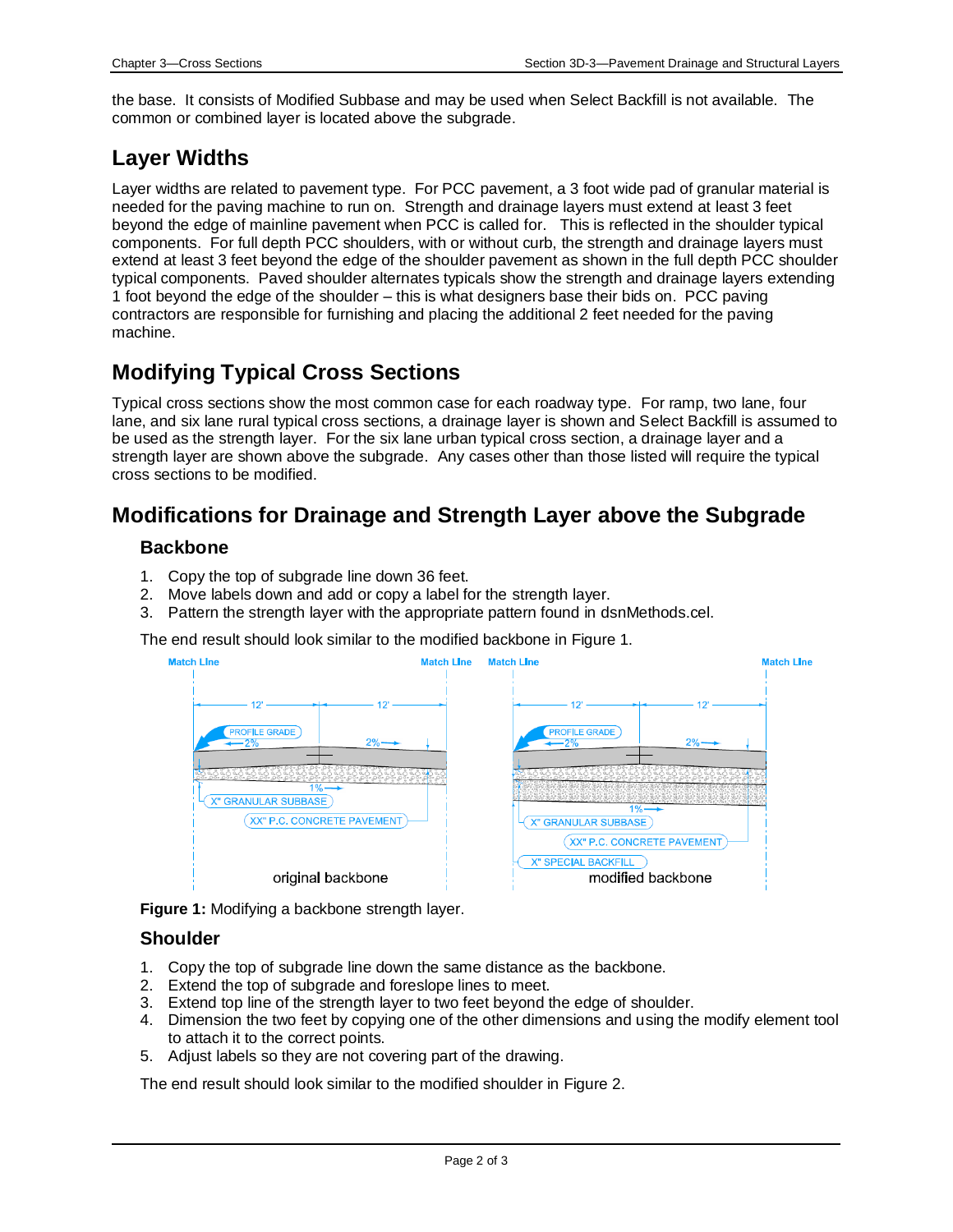the base. It consists of Modified Subbase and may be used when Select Backfill is not available. The common or combined layer is located above the subgrade.

## Layer Widths

Layer widths are related to pavement type. For PCC pavement, a 3 foot wide pad of granular material is needed for the paving machine to run on. Strength and drainage layers must extend at least 3 feet beyond the edge of mainline pavement when PCC is called for. This is reflected in the shoulder typical components. For full depth PCC shoulders, with or without curb, the strength and drainage layers must extend at least 3 feet beyond the edge of the shoulder pavement as shown in the full depth PCC shoulder typical components. Paved shoulder alternates typicals show the strength and drainage layers extending 1 foot beyond the edge of the shoulder – this is what designers base their bids on. PCC paving contractors are responsible for furnishing and placing the additional 2 feet needed for the paving machine.

## Modifying Typical Cross Sections

Typical cross sections show the most common case for each roadway type. For ramp, two lane, four lane, and six lane rural typical cross sections, a drainage layer is shown and Select Backfill is assumed to be used as the strength layer. For the six lane urban typical cross section, a drainage layer and a strength layer are shown above the subgrade. Any cases other than those listed will require the typical cross sections to be modified.

## Modifications for Drainage and Strength Layer above the Subgrade

### Backbone

1. Copy the top of subgrade line down 36 feet.
2. Move labels down and add or copy a label for the strength layer.
3. Pattern the strength layer with the appropriate pattern found in dsnMethods.cel.

The end result should look similar to the modified backbone in Figure 1.

**Figure 1:** Modifying a backbone strength layer.

### Shoulder

1. Copy the top of subgrade line down the same distance as the backbone.
2. Extend the top of subgrade and foreslope lines to meet.
3. Extend top line of the strength layer to two feet beyond the edge of shoulder.
4. Dimension the two feet by copying one of the other dimensions and using the modify element tool to attach it to the correct points.
5. Adjust labels so they are not covering part of the drawing.

The end result should look similar to the modified shoulder in Figure 2.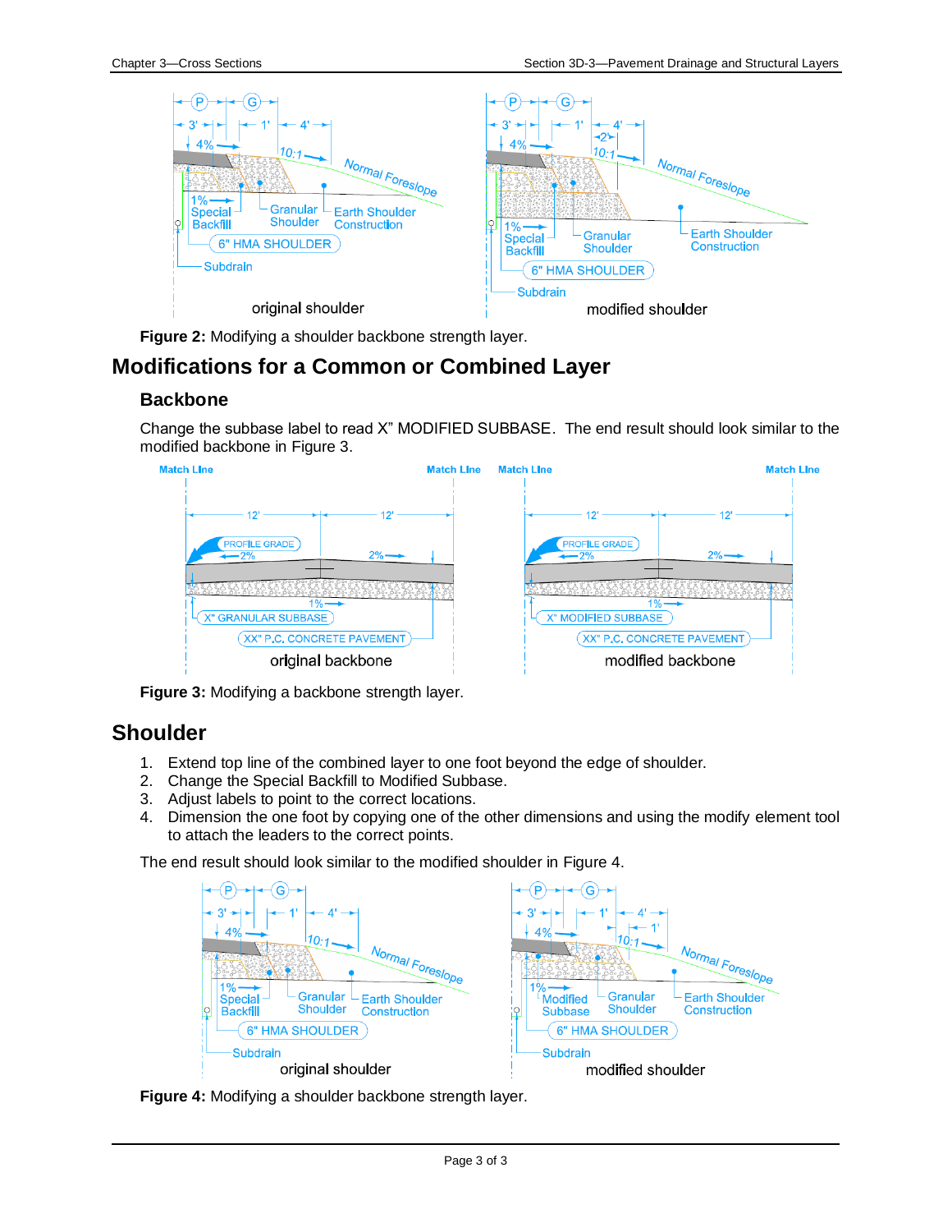**Figure 2:** Modifying a shoulder backbone strength layer.

## Modifications for a Common or Combined Layer

### Backbone

Change the subbase label to read X" MODIFIED SUBBASE. The end result should look similar to the modified backbone in Figure 3.

**Figure 3:** Modifying a backbone strength layer.

## Shoulder

1. Extend top line of the combined layer to one foot beyond the edge of shoulder.
2. Change the Special Backfill to Modified Subbase.
3. Adjust labels to point to the correct locations.
4. Dimension the one foot by copying one of the other dimensions and using the modify element tool to attach the leaders to the correct points.

The end result should look similar to the modified shoulder in Figure 4.

**Figure 4:** Modifying a shoulder backbone strength layer.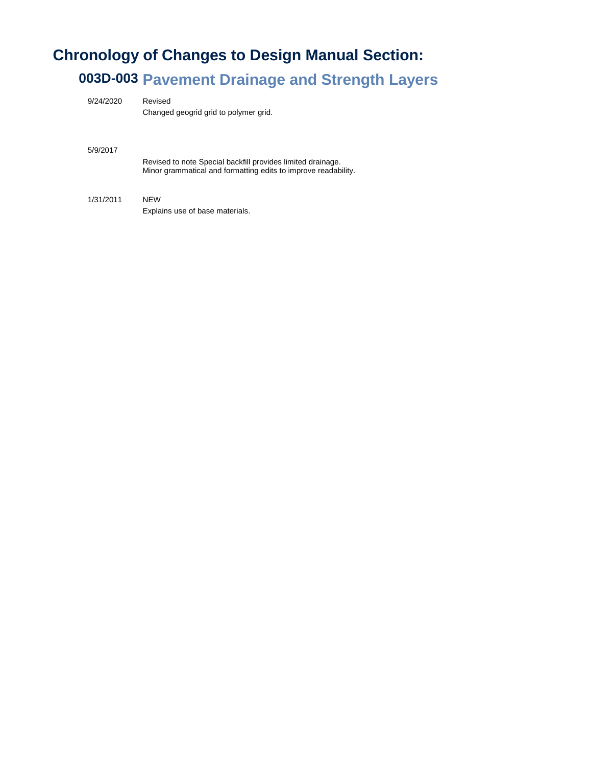# Chronology of Changes to Design Manual Section:

## 003D-003 Pavement Drainage and Strength Layers

| | |
|---|---|
| 9/24/2020 | Revised<br>Changed geogrid grid to polymer grid. |
| 5/9/2017 | Revised to note Special backfill provides limited drainage.<br>Minor grammatical and formatting edits to improve readability. |
| 1/31/2011 | NEW<br>Explains use of base materials. |